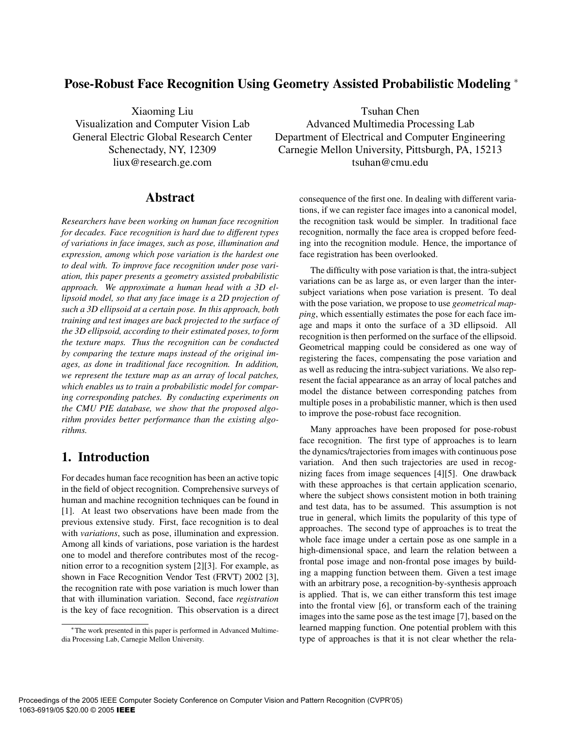# Pose-Robust Face Recognition Using Geometry Assisted Probabilistic Modeling *

Xiaoming Liu
Visualization and Computer Vision Lab
General Electric Global Research Center
Schenectady, NY, 12309
liux@research.ge.com

Tsuhan Chen
Advanced Multimedia Processing Lab
Department of Electrical and Computer Engineering
Carnegie Mellon University, Pittsburgh, PA, 15213
tsuhan@cmu.edu

## Abstract

*Researchers have been working on human face recognition for decades. Face recognition is hard due to different types of variations in face images, such as pose, illumination and expression, among which pose variation is the hardest one to deal with. To improve face recognition under pose variation, this paper presents a geometry assisted probabilistic approach. We approximate a human head with a 3D ellipsoid model, so that any face image is a 2D projection of such a 3D ellipsoid at a certain pose. In this approach, both training and test images are back projected to the surface of the 3D ellipsoid, according to their estimated poses, to form the texture maps. Thus the recognition can be conducted by comparing the texture maps instead of the original images, as done in traditional face recognition. In addition, we represent the texture map as an array of local patches, which enables us to train a probabilistic model for comparing corresponding patches. By conducting experiments on the CMU PIE database, we show that the proposed algorithm provides better performance than the existing algorithms.*

## 1. Introduction

For decades human face recognition has been an active topic in the field of object recognition. Comprehensive surveys of human and machine recognition techniques can be found in [1]. At least two observations have been made from the previous extensive study. First, face recognition is to deal with *variations*, such as pose, illumination and expression. Among all kinds of variations, pose variation is the hardest one to model and therefore contributes most of the recognition error to a recognition system [2][3]. For example, as shown in Face Recognition Vendor Test (FRVT) 2002 [3], the recognition rate with pose variation is much lower than that with illumination variation. Second, face *registration* is the key of face recognition. This observation is a direct consequence of the first one. In dealing with different variations, if we can register face images into a canonical model, the recognition task would be simpler. In traditional face recognition, normally the face area is cropped before feeding into the recognition module. Hence, the importance of face registration has been overlooked.

The difficulty with pose variation is that, the intra-subject variations can be as large as, or even larger than the inter-subject variations when pose variation is present. To deal with the pose variation, we propose to use *geometrical mapping*, which essentially estimates the pose for each face image and maps it onto the surface of a 3D ellipsoid. All recognition is then performed on the surface of the ellipsoid. Geometrical mapping could be considered as one way of registering the faces, compensating the pose variation and as well as reducing the intra-subject variations. We also represent the facial appearance as an array of local patches and model the distance between corresponding patches from multiple poses in a probabilistic manner, which is then used to improve the pose-robust face recognition.

Many approaches have been proposed for pose-robust face recognition. The first type of approaches is to learn the dynamics/trajectories from images with continuous pose variation. And then such trajectories are used in recognizing faces from image sequences [4][5]. One drawback with these approaches is that certain application scenario, where the subject shows consistent motion in both training and test data, has to be assumed. This assumption is not true in general, which limits the popularity of this type of approaches. The second type of approaches is to treat the whole face image under a certain pose as one sample in a high-dimensional space, and learn the relation between a frontal pose image and non-frontal pose images by building a mapping function between them. Given a test image with an arbitrary pose, a recognition-by-synthesis approach is applied. That is, we can either transform this test image into the frontal view [6], or transform each of the training images into the same pose as the test image [7], based on the learned mapping function. One potential problem with this type of approaches is that it is not clear whether the rela-

*The work presented in this paper is performed in Advanced Multimedia Processing Lab, Carnegie Mellon University.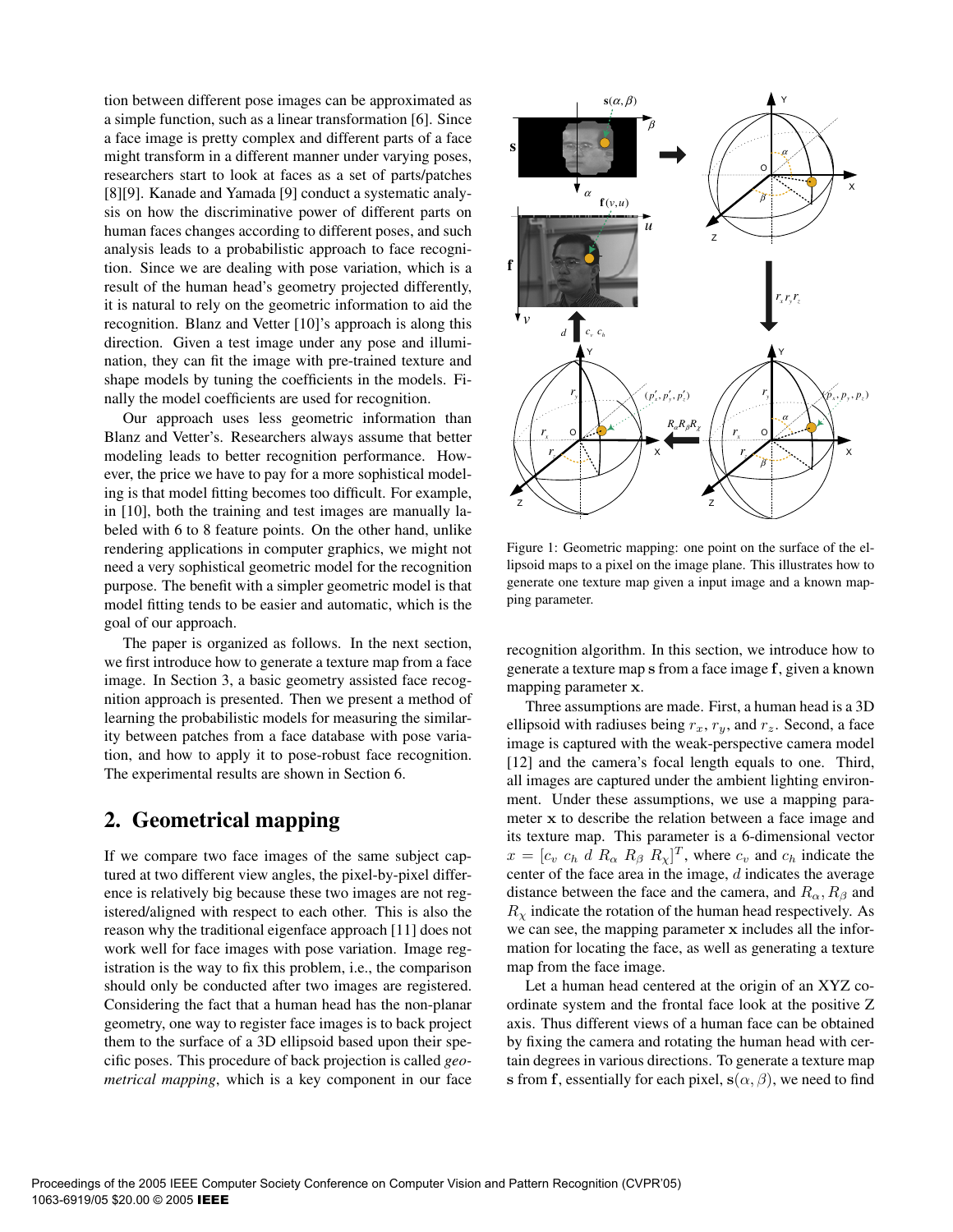tion between different pose images can be approximated as a simple function, such as a linear transformation [6]. Since a face image is pretty complex and different parts of a face might transform in a different manner under varying poses, researchers start to look at faces as a set of parts/patches [8][9]. Kanade and Yamada [9] conduct a systematic analysis on how the discriminative power of different parts on human faces changes according to different poses, and such analysis leads to a probabilistic approach to face recognition. Since we are dealing with pose variation, which is a result of the human head's geometry projected differently, it is natural to rely on the geometric information to aid the recognition. Blanz and Vetter [10]'s approach is along this direction. Given a test image under any pose and illumination, they can fit the image with pre-trained texture and shape models by tuning the coefficients in the models. Finally the model coefficients are used for recognition.

Our approach uses less geometric information than Blanz and Vetter's. Researchers always assume that better modeling leads to better recognition performance. However, the price we have to pay for a more sophistical modeling is that model fitting becomes too difficult. For example, in [10], both the training and test images are manually labeled with 6 to 8 feature points. On the other hand, unlike rendering applications in computer graphics, we might not need a very sophistical geometric model for the recognition purpose. The benefit with a simpler geometric model is that model fitting tends to be easier and automatic, which is the goal of our approach.

The paper is organized as follows. In the next section, we first introduce how to generate a texture map from a face image. In Section 3, a basic geometry assisted face recognition approach is presented. Then we present a method of learning the probabilistic models for measuring the similarity between patches from a face database with pose variation, and how to apply it to pose-robust face recognition. The experimental results are shown in Section 6.

## 2. Geometrical mapping

If we compare two face images of the same subject captured at two different view angles, the pixel-by-pixel difference is relatively big because these two images are not registered/aligned with respect to each other. This is also the reason why the traditional eigenface approach [11] does not work well for face images with pose variation. Image registration is the way to fix this problem, i.e., the comparison should only be conducted after two images are registered. Considering the fact that a human head has the non-planar geometry, one way to register face images is to back project them to the surface of a 3D ellipsoid based upon their specific poses. This procedure of back projection is called *geometrical mapping*, which is a key component in our face recognition algorithm. In this section, we introduce how to generate a texture map $\mathbf{s}$ from a face image $\mathbf{f}$, given a known mapping parameter $\mathbf{x}$.

Figure 1: Geometric mapping: one point on the surface of the ellipsoid maps to a pixel on the image plane. This illustrates how to generate one texture map given a input image and a known mapping parameter.

Three assumptions are made. First, a human head is a 3D ellipsoid with radiuses being $r_x$, $r_y$, and $r_z$. Second, a face image is captured with the weak-perspective camera model [12] and the camera's focal length equals to one. Third, all images are captured under the ambient lighting environment. Under these assumptions, we use a mapping parameter $\mathbf{x}$ to describe the relation between a face image and its texture map. This parameter is a 6-dimensional vector $x = [c_v\ c_h\ d\ R_\alpha\ R_\beta\ R_\chi]^T$, where $c_v$ and $c_h$ indicate the center of the face area in the image, $d$ indicates the average distance between the face and the camera, and $R_\alpha$, $R_\beta$ and $R_\chi$ indicate the rotation of the human head respectively. As we can see, the mapping parameter $\mathbf{x}$ includes all the information for locating the face, as well as generating a texture map from the face image.

Let a human head centered at the origin of an XYZ coordinate system and the frontal face look at the positive Z axis. Thus different views of a human face can be obtained by fixing the camera and rotating the human head with certain degrees in various directions. To generate a texture map $\mathbf{s}$ from $\mathbf{f}$, essentially for each pixel, $\mathbf{s}(\alpha, \beta)$, we need to find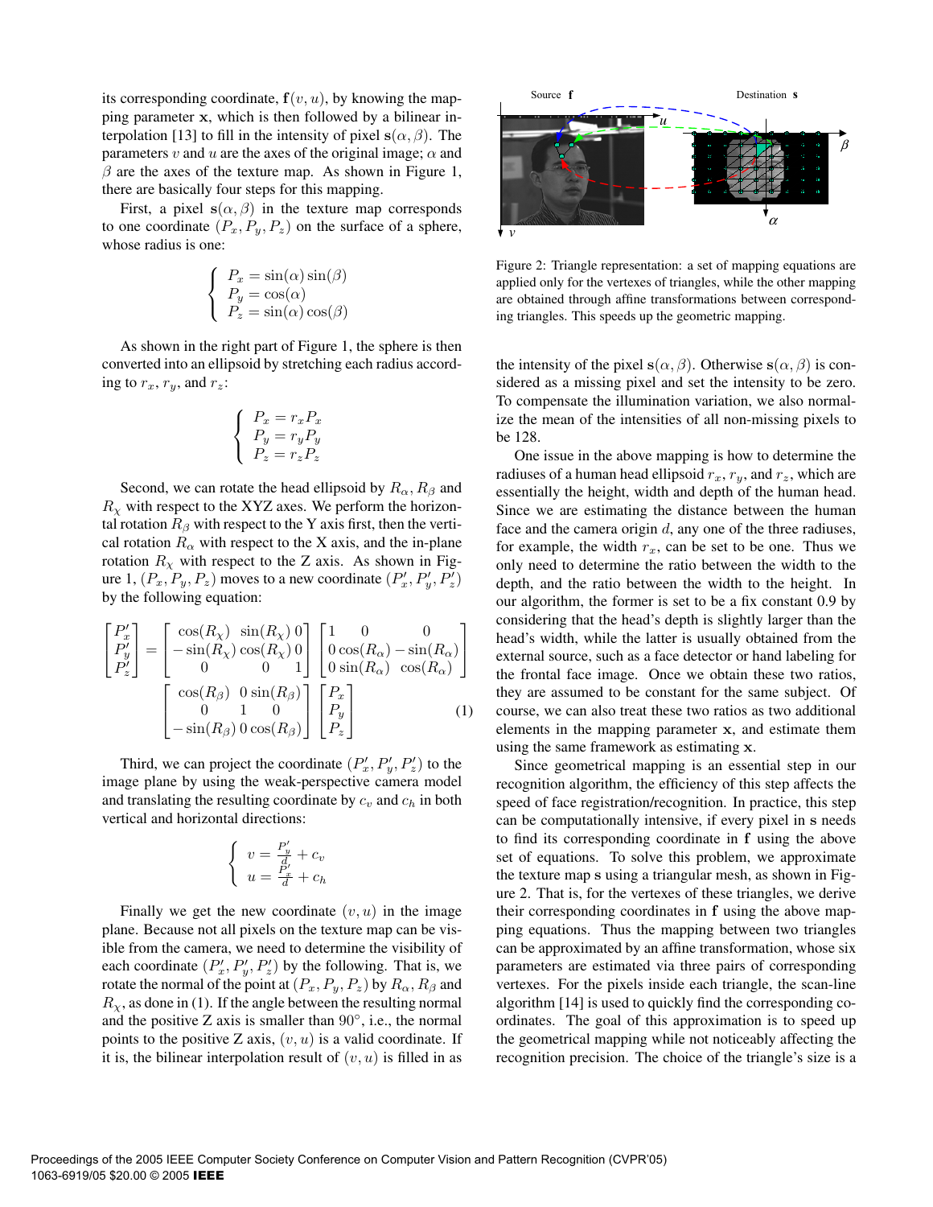its corresponding coordinate, $\mathbf{f}(v, u)$, by knowing the mapping parameter $\mathbf{x}$, which is then followed by a bilinear interpolation [13] to fill in the intensity of pixel $\mathbf{s}(\alpha, \beta)$. The parameters $v$ and $u$ are the axes of the original image; $\alpha$ and $\beta$ are the axes of the texture map. As shown in Figure 1, there are basically four steps for this mapping.

First, a pixel $\mathbf{s}(\alpha, \beta)$ in the texture map corresponds to one coordinate $(P_x, P_y, P_z)$ on the surface of a sphere, whose radius is one:

$$\begin{cases} P_x = \sin(\alpha)\sin(\beta) \\ P_y = \cos(\alpha) \\ P_z = \sin(\alpha)\cos(\beta) \end{cases}$$

As shown in the right part of Figure 1, the sphere is then converted into an ellipsoid by stretching each radius according to $r_x$, $r_y$, and $r_z$:

$$\begin{cases} P_x = r_x P_x \\ P_y = r_y P_y \\ P_z = r_z P_z \end{cases}$$

Second, we can rotate the head ellipsoid by $R_\alpha$, $R_\beta$ and $R_\chi$ with respect to the XYZ axes. We perform the horizontal rotation $R_\beta$ with respect to the Y axis first, then the vertical rotation $R_\alpha$ with respect to the X axis, and the in-plane rotation $R_\chi$ with respect to the Z axis. As shown in Figure 1, $(P_x, P_y, P_z)$ moves to a new coordinate $(P'_x, P'_y, P'_z)$ by the following equation:

$$\begin{bmatrix} P'_x \\ P'_y \\ P'_z \end{bmatrix} = \begin{bmatrix} \cos(R_\chi) & \sin(R_\chi) & 0 \\ -\sin(R_\chi) & \cos(R_\chi) & 0 \\ 0 & 0 & 1 \end{bmatrix} \begin{bmatrix} 1 & 0 & 0 \\ 0 & \cos(R_\alpha) & -\sin(R_\alpha) \\ 0 & \sin(R_\alpha) & \cos(R_\alpha) \end{bmatrix} \begin{bmatrix} \cos(R_\beta) & 0 & \sin(R_\beta) \\ 0 & 1 & 0 \\ -\sin(R_\beta) & 0 & \cos(R_\beta) \end{bmatrix} \begin{bmatrix} P_x \\ P_y \\ P_z \end{bmatrix} \quad (1)$$

Third, we can project the coordinate $(P'_x, P'_y, P'_z)$ to the image plane by using the weak-perspective camera model and translating the resulting coordinate by $c_v$ and $c_h$ in both vertical and horizontal directions:

$$\begin{cases} v = \frac{P'_y}{d} + c_v \\ u = \frac{P'_x}{d} + c_h \end{cases}$$

Finally we get the new coordinate $(v, u)$ in the image plane. Because not all pixels on the texture map can be visible from the camera, we need to determine the visibility of each coordinate $(P'_x, P'_y, P'_z)$ by the following. That is, we rotate the normal of the point at $(P_x, P_y, P_z)$ by $R_\alpha$, $R_\beta$ and $R_\chi$, as done in (1). If the angle between the resulting normal and the positive Z axis is smaller than $90°$, i.e., the normal points to the positive Z axis, $(v, u)$ is a valid coordinate. If it is, the bilinear interpolation result of $(v, u)$ is filled in as the intensity of the pixel $\mathbf{s}(\alpha, \beta)$. Otherwise $\mathbf{s}(\alpha, \beta)$ is considered as a missing pixel and set the intensity to be zero. To compensate the illumination variation, we also normalize the mean of the intensities of all non-missing pixels to be 128.

Figure 2: Triangle representation: a set of mapping equations are applied only for the vertexes of triangles, while the other mapping are obtained through affine transformations between corresponding triangles. This speeds up the geometric mapping.

One issue in the above mapping is how to determine the radiuses of a human head ellipsoid $r_x$, $r_y$, and $r_z$, which are essentially the height, width and depth of the human head. Since we are estimating the distance between the human face and the camera origin $d$, any one of the three radiuses, for example, the width $r_x$, can be set to be one. Thus we only need to determine the ratio between the width to the depth, and the ratio between the width to the height. In our algorithm, the former is set to be a fix constant 0.9 by considering that the head's depth is slightly larger than the head's width, while the latter is usually obtained from the external source, such as a face detector or hand labeling for the frontal face image. Once we obtain these two ratios, they are assumed to be constant for the same subject. Of course, we can also treat these two ratios as two additional elements in the mapping parameter $\mathbf{x}$, and estimate them using the same framework as estimating $\mathbf{x}$.

Since geometrical mapping is an essential step in our recognition algorithm, the efficiency of this step affects the speed of face registration/recognition. In practice, this step can be computationally intensive, if every pixel in $\mathbf{s}$ needs to find its corresponding coordinate in $\mathbf{f}$ using the above set of equations. To solve this problem, we approximate the texture map $\mathbf{s}$ using a triangular mesh, as shown in Figure 2. That is, for the vertexes of these triangles, we derive their corresponding coordinates in $\mathbf{f}$ using the above mapping equations. Thus the mapping between two triangles can be approximated by an affine transformation, whose six parameters are estimated via three pairs of corresponding vertexes. For the pixels inside each triangle, the scan-line algorithm [14] is used to quickly find the corresponding coordinates. The goal of this approximation is to speed up the geometrical mapping while not noticeably affecting the recognition precision. The choice of the triangle's size is a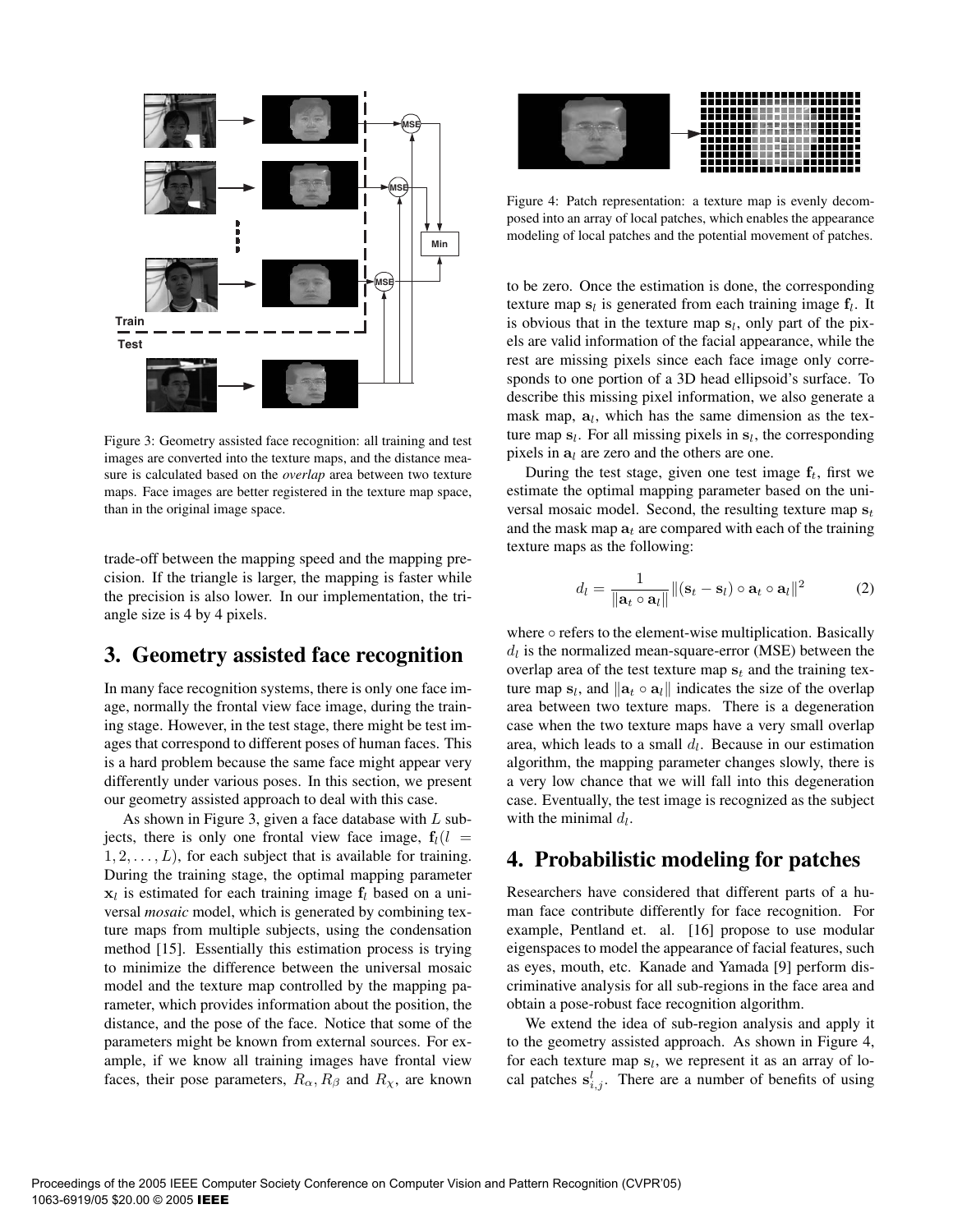Figure 3: Geometry assisted face recognition: all training and test images are converted into the texture maps, and the distance measure is calculated based on the *overlap* area between two texture maps. Face images are better registered in the texture map space, than in the original image space.

trade-off between the mapping speed and the mapping precision. If the triangle is larger, the mapping is faster while the precision is also lower. In our implementation, the triangle size is 4 by 4 pixels.

## 3. Geometry assisted face recognition

In many face recognition systems, there is only one face image, normally the frontal view face image, during the training stage. However, in the test stage, there might be test images that correspond to different poses of human faces. This is a hard problem because the same face might appear very differently under various poses. In this section, we present our geometry assisted approach to deal with this case.

As shown in Figure 3, given a face database with $L$ subjects, there is only one frontal view face image, $\mathbf{f}_l (l = 1, 2, \ldots, L)$, for each subject that is available for training. During the training stage, the optimal mapping parameter $\mathbf{x}_l$ is estimated for each training image $\mathbf{f}_l$ based on a universal *mosaic* model, which is generated by combining texture maps from multiple subjects, using the condensation method [15]. Essentially this estimation process is trying to minimize the difference between the universal mosaic model and the texture map controlled by the mapping parameter, which provides information about the position, the distance, and the pose of the face. Notice that some of the parameters might be known from external sources. For example, if we know all training images have frontal view faces, their pose parameters, $R_\alpha$, $R_\beta$ and $R_\chi$, are known to be zero. Once the estimation is done, the corresponding texture map $\mathbf{s}_l$ is generated from each training image $\mathbf{f}_l$. It is obvious that in the texture map $\mathbf{s}_l$, only part of the pixels are valid information of the facial appearance, while the rest are missing pixels since each face image only corresponds to one portion of a 3D head ellipsoid's surface. To describe this missing pixel information, we also generate a mask map, $\mathbf{a}_l$, which has the same dimension as the texture map $\mathbf{s}_l$. For all missing pixels in $\mathbf{s}_l$, the corresponding pixels in $\mathbf{a}_l$ are zero and the others are one.

Figure 4: Patch representation: a texture map is evenly decomposed into an array of local patches, which enables the appearance modeling of local patches and the potential movement of patches.

During the test stage, given one test image $\mathbf{f}_t$, first we estimate the optimal mapping parameter based on the universal mosaic model. Second, the resulting texture map $\mathbf{s}_t$ and the mask map $\mathbf{a}_t$ are compared with each of the training texture maps as the following:

$$d_l = \frac{1}{\|\mathbf{a}_t \circ \mathbf{a}_l\|} \|(\mathbf{s}_t - \mathbf{s}_l) \circ \mathbf{a}_t \circ \mathbf{a}_l\|^2 \tag{2}$$

where $\circ$ refers to the element-wise multiplication. Basically $d_l$ is the normalized mean-square-error (MSE) between the overlap area of the test texture map $\mathbf{s}_t$ and the training texture map $\mathbf{s}_l$, and $\|\mathbf{a}_t \circ \mathbf{a}_l\|$ indicates the size of the overlap area between two texture maps. There is a degeneration case when the two texture maps have a very small overlap area, which leads to a small $d_l$. Because in our estimation algorithm, the mapping parameter changes slowly, there is a very low chance that we will fall into this degeneration case. Eventually, the test image is recognized as the subject with the minimal $d_l$.

## 4. Probabilistic modeling for patches

Researchers have considered that different parts of a human face contribute differently for face recognition. For example, Pentland et. al. [16] propose to use modular eigenspaces to model the appearance of facial features, such as eyes, mouth, etc. Kanade and Yamada [9] perform discriminative analysis for all sub-regions in the face area and obtain a pose-robust face recognition algorithm.

We extend the idea of sub-region analysis and apply it to the geometry assisted approach. As shown in Figure 4, for each texture map $\mathbf{s}_l$, we represent it as an array of local patches $\mathbf{s}^l_{i,j}$. There are a number of benefits of using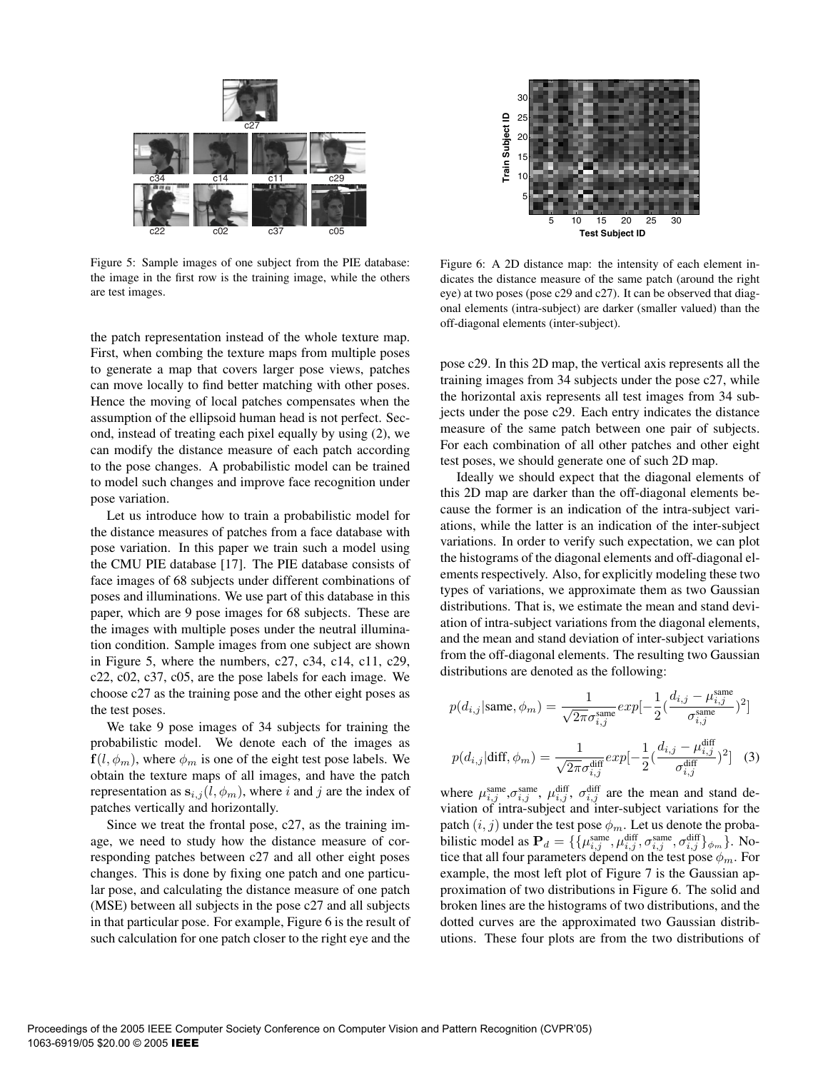Figure 5: Sample images of one subject from the PIE database: the image in the first row is the training image, while the others are test images.

Figure 6: A 2D distance map: the intensity of each element indicates the distance measure of the same patch (around the right eye) at two poses (pose c29 and c27). It can be observed that diagonal elements (intra-subject) are darker (smaller valued) than the off-diagonal elements (inter-subject).

the patch representation instead of the whole texture map. First, when combing the texture maps from multiple poses to generate a map that covers larger pose views, patches can move locally to find better matching with other poses. Hence the moving of local patches compensates when the assumption of the ellipsoid human head is not perfect. Second, instead of treating each pixel equally by using (2), we can modify the distance measure of each patch according to the pose changes. A probabilistic model can be trained to model such changes and improve face recognition under pose variation.

Let us introduce how to train a probabilistic model for the distance measures of patches from a face database with pose variation. In this paper we train such a model using the CMU PIE database [17]. The PIE database consists of face images of 68 subjects under different combinations of poses and illuminations. We use part of this database in this paper, which are 9 pose images for 68 subjects. These are the images with multiple poses under the neutral illumination condition. Sample images from one subject are shown in Figure 5, where the numbers, c27, c34, c14, c11, c29, c22, c02, c37, c05, are the pose labels for each image. We choose c27 as the training pose and the other eight poses as the test poses.

We take 9 pose images of 34 subjects for training the probabilistic model. We denote each of the images as $\mathbf{f}(l, \phi_m)$, where $\phi_m$ is one of the eight test pose labels. We obtain the texture maps of all images, and have the patch representation as $\mathbf{s}_{i,j}(l, \phi_m)$, where $i$ and $j$ are the index of patches vertically and horizontally.

Since we treat the frontal pose, c27, as the training image, we need to study how the distance measure of corresponding patches between c27 and all other eight poses changes. This is done by fixing one patch and one particular pose, and calculating the distance measure of one patch (MSE) between all subjects in the pose c27 and all subjects in that particular pose. For example, Figure 6 is the result of such calculation for one patch closer to the right eye and the pose c29. In this 2D map, the vertical axis represents all the training images from 34 subjects under the pose c27, while the horizontal axis represents all test images from 34 subjects under the pose c29. Each entry indicates the distance measure of the same patch between one pair of subjects. For each combination of all other patches and other eight test poses, we should generate one of such 2D map.

Ideally we should expect that the diagonal elements of this 2D map are darker than the off-diagonal elements because the former is an indication of the intra-subject variations, while the latter is an indication of the inter-subject variations. In order to verify such expectation, we can plot the histograms of the diagonal elements and off-diagonal elements respectively. Also, for explicitly modeling these two types of variations, we approximate them as two Gaussian distributions. That is, we estimate the mean and stand deviation of intra-subject variations from the diagonal elements, and the mean and stand deviation of inter-subject variations from the off-diagonal elements. The resulting two Gaussian distributions are denoted as the following:

$$p(d_{i,j}|\text{same}, \phi_m) = \frac{1}{\sqrt{2\pi}\sigma_{i,j}^{\text{same}}} exp[-\frac{1}{2}(\frac{d_{i,j} - \mu_{i,j}^{\text{same}}}{\sigma_{i,j}^{\text{same}}})^2]$$

$$p(d_{i,j}|\text{diff}, \phi_m) = \frac{1}{\sqrt{2\pi}\sigma_{i,j}^{\text{diff}}} exp[-\frac{1}{2}(\frac{d_{i,j} - \mu_{i,j}^{\text{diff}}}{\sigma_{i,j}^{\text{diff}}})^2] \quad (3)$$

where $\mu_{i,j}^{\text{same}}$,$\sigma_{i,j}^{\text{same}}$, $\mu_{i,j}^{\text{diff}}$, $\sigma_{i,j}^{\text{diff}}$ are the mean and stand deviation of intra-subject and inter-subject variations for the patch $(i, j)$ under the test pose $\phi_m$. Let us denote the probabilistic model as $\mathbf{P}_d = \{\{\mu_{i,j}^{\text{same}}, \mu_{i,j}^{\text{diff}}, \sigma_{i,j}^{\text{same}}, \sigma_{i,j}^{\text{diff}}\}_{\phi_m}\}$. Notice that all four parameters depend on the test pose $\phi_m$. For example, the most left plot of Figure 7 is the Gaussian approximation of two distributions in Figure 6. The solid and broken lines are the histograms of two distributions, and the dotted curves are the approximated two Gaussian distributions. These four plots are from the two distributions of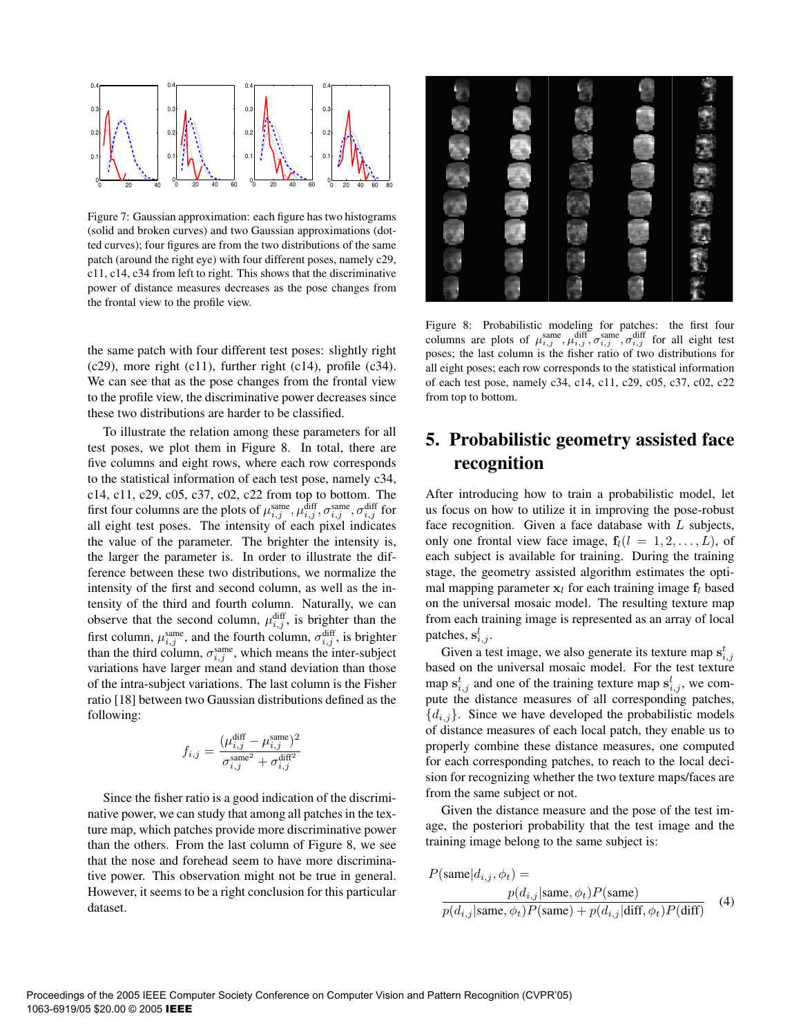Figure 7: Gaussian approximation: each figure has two histograms (solid and broken curves) and two Gaussian approximations (dotted curves); four figures are from the two distributions of the same patch (around the right eye) with four different poses, namely c29, c11, c14, c34 from left to right. This shows that the discriminative power of distance measures decreases as the pose changes from the frontal view to the profile view.

the same patch with four different test poses: slightly right (c29), more right (c11), further right (c14), profile (c34). We can see that as the pose changes from the frontal view to the profile view, the discriminative power decreases since these two distributions are harder to be classified.

To illustrate the relation among these parameters for all test poses, we plot them in Figure 8. In total, there are five columns and eight rows, where each row corresponds to the statistical information of each test pose, namely c34, c14, c11, c29, c05, c37, c02, c22 from top to bottom. The first four columns are the plots of $\mu_{i,j}^{\text{same}}, \mu_{i,j}^{\text{diff}}, \sigma_{i,j}^{\text{same}}, \sigma_{i,j}^{\text{diff}}$ for all eight test poses. The intensity of each pixel indicates the value of the parameter. The brighter the intensity is, the larger the parameter is. In order to illustrate the difference between these two distributions, we normalize the intensity of the first and second column, as well as the intensity of the third and fourth column. Naturally, we can observe that the second column, $\mu_{i,j}^{\text{diff}}$, is brighter than the first column, $\mu_{i,j}^{\text{same}}$, and the fourth column, $\sigma_{i,j}^{\text{diff}}$, is brighter than the third column, $\sigma_{i,j}^{\text{same}}$, which means the inter-subject variations have larger mean and stand deviation than those of the intra-subject variations. The last column is the Fisher ratio [18] between two Gaussian distributions defined as the following:

$$f_{i,j} = \frac{(\mu_{i,j}^{\text{diff}} - \mu_{i,j}^{\text{same}})^2}{\sigma_{i,j}^{\text{same}^2} + \sigma_{i,j}^{\text{diff}^2}}$$

Since the fisher ratio is a good indication of the discriminative power, we can study that among all patches in the texture map, which patches provide more discriminative power than the others. From the last column of Figure 8, we see that the nose and forehead seem to have more discriminative power. This observation might not be true in general. However, it seems to be a right conclusion for this particular dataset.

Figure 8: Probabilistic modeling for patches: the first four columns are plots of $\mu_{i,j}^{\text{same}}, \mu_{i,j}^{\text{diff}}, \sigma_{i,j}^{\text{same}}, \sigma_{i,j}^{\text{diff}}$ for all eight test poses; the last column is the fisher ratio of two distributions for all eight poses; each row corresponds to the statistical information of each test pose, namely c34, c14, c11, c29, c05, c37, c02, c22 from top to bottom.

## 5. Probabilistic geometry assisted face recognition

After introducing how to train a probabilistic model, let us focus on how to utilize it in improving the pose-robust face recognition. Given a face database with $L$ subjects, only one frontal view face image, $\mathbf{f}_l (l = 1, 2, \ldots, L)$, of each subject is available for training. During the training stage, the geometry assisted algorithm estimates the optimal mapping parameter $\mathbf{x}_l$ for each training image $\mathbf{f}_l$ based on the universal mosaic model. The resulting texture map from each training image is represented as an array of local patches, $\mathbf{s}_{i,j}^l$.

Given a test image, we also generate its texture map $\mathbf{s}_{i,j}^t$ based on the universal mosaic model. For the test texture map $\mathbf{s}_{i,j}^t$ and one of the training texture map $\mathbf{s}_{i,j}^l$, we compute the distance measures of all corresponding patches, $\{d_{i,j}\}$. Since we have developed the probabilistic models of distance measures of each local patch, they enable us to properly combine these distance measures, one computed for each corresponding patches, to reach to the local decision for recognizing whether the two texture maps/faces are from the same subject or not.

Given the distance measure and the pose of the test image, the posteriori probability that the test image and the training image belong to the same subject is:

$$P(\text{same}|d_{i,j}, \phi_t) = \frac{p(d_{i,j}|\text{same}, \phi_t)P(\text{same})}{p(d_{i,j}|\text{same}, \phi_t)P(\text{same}) + p(d_{i,j}|\text{diff}, \phi_t)P(\text{diff})} \quad (4)$$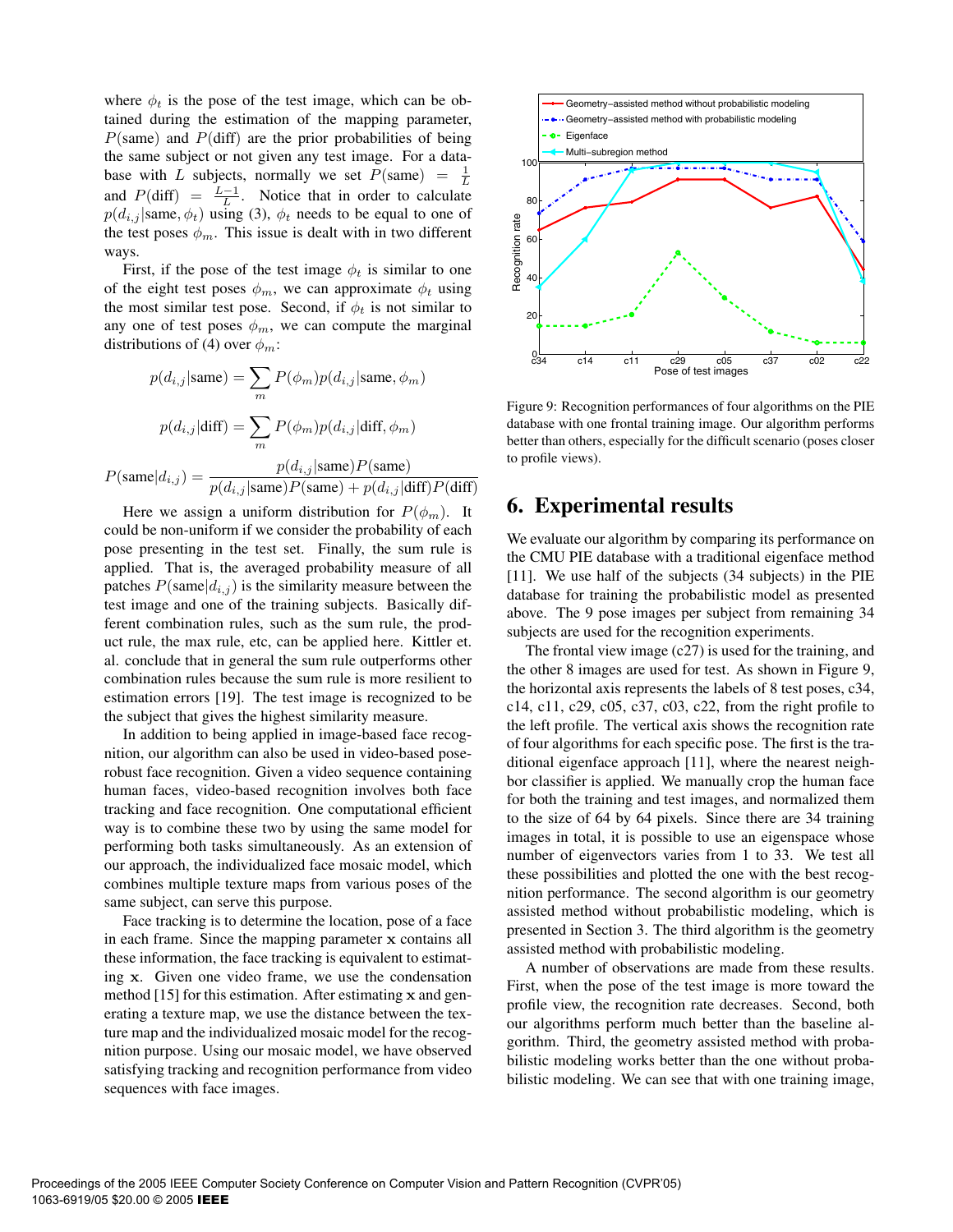where $\phi_t$ is the pose of the test image, which can be obtained during the estimation of the mapping parameter, $P(\text{same})$ and $P(\text{diff})$ are the prior probabilities of being the same subject or not given any test image. For a database with $L$ subjects, normally we set $P(\text{same}) = \frac{1}{L}$ and $P(\text{diff}) = \frac{L-1}{L}$. Notice that in order to calculate $p(d_{i,j}|\text{same}, \phi_t)$ using (3), $\phi_t$ needs to be equal to one of the test poses $\phi_m$. This issue is dealt with in two different ways.

First, if the pose of the test image $\phi_t$ is similar to one of the eight test poses $\phi_m$, we can approximate $\phi_t$ using the most similar test pose. Second, if $\phi_t$ is not similar to any one of test poses $\phi_m$, we can compute the marginal distributions of (4) over $\phi_m$:

$$p(d_{i,j}|\text{same}) = \sum_m P(\phi_m) p(d_{i,j}|\text{same}, \phi_m)$$

$$p(d_{i,j}|\text{diff}) = \sum_m P(\phi_m) p(d_{i,j}|\text{diff}, \phi_m)$$

$$P(\text{same}|d_{i,j}) = \frac{p(d_{i,j}|\text{same})P(\text{same})}{p(d_{i,j}|\text{same})P(\text{same}) + p(d_{i,j}|\text{diff})P(\text{diff})}$$

Here we assign a uniform distribution for $P(\phi_m)$. It could be non-uniform if we consider the probability of each pose presenting in the test set. Finally, the sum rule is applied. That is, the averaged probability measure of all patches $P(\text{same}|d_{i,j})$ is the similarity measure between the test image and one of the training subjects. Basically different combination rules, such as the sum rule, the product rule, the max rule, etc, can be applied here. Kittler et. al. conclude that in general the sum rule outperforms other combination rules because the sum rule is more resilient to estimation errors [19]. The test image is recognized to be the subject that gives the highest similarity measure.

In addition to being applied in image-based face recognition, our algorithm can also be used in video-based pose-robust face recognition. Given a video sequence containing human faces, video-based recognition involves both face tracking and face recognition. One computational efficient way is to combine these two by using the same model for performing both tasks simultaneously. As an extension of our approach, the individualized face mosaic model, which combines multiple texture maps from various poses of the same subject, can serve this purpose.

Face tracking is to determine the location, pose of a face in each frame. Since the mapping parameter $\mathbf{x}$ contains all these information, the face tracking is equivalent to estimating $\mathbf{x}$. Given one video frame, we use the condensation method [15] for this estimation. After estimating $\mathbf{x}$ and generating a texture map, we use the distance between the texture map and the individualized mosaic model for the recognition purpose. Using our mosaic model, we have observed satisfying tracking and recognition performance from video sequences with face images.

Figure 9: Recognition performances of four algorithms on the PIE database with one frontal training image. Our algorithm performs better than others, especially for the difficult scenario (poses closer to profile views).

# 6. Experimental results

We evaluate our algorithm by comparing its performance on the CMU PIE database with a traditional eigenface method [11]. We use half of the subjects (34 subjects) in the PIE database for training the probabilistic model as presented above. The 9 pose images per subject from remaining 34 subjects are used for the recognition experiments.

The frontal view image (c27) is used for the training, and the other 8 images are used for test. As shown in Figure 9, the horizontal axis represents the labels of 8 test poses, c34, c14, c11, c29, c05, c37, c03, c22, from the right profile to the left profile. The vertical axis shows the recognition rate of four algorithms for each specific pose. The first is the traditional eigenface approach [11], where the nearest neighbor classifier is applied. We manually crop the human face for both the training and test images, and normalized them to the size of 64 by 64 pixels. Since there are 34 training images in total, it is possible to use an eigenspace whose number of eigenvectors varies from 1 to 33. We test all these possibilities and plotted the one with the best recognition performance. The second algorithm is our geometry assisted method without probabilistic modeling, which is presented in Section 3. The third algorithm is the geometry assisted method with probabilistic modeling.

A number of observations are made from these results. First, when the pose of the test image is more toward the profile view, the recognition rate decreases. Second, both our algorithms perform much better than the baseline algorithm. Third, the geometry assisted method with probabilistic modeling works better than the one without probabilistic modeling. We can see that with one training image,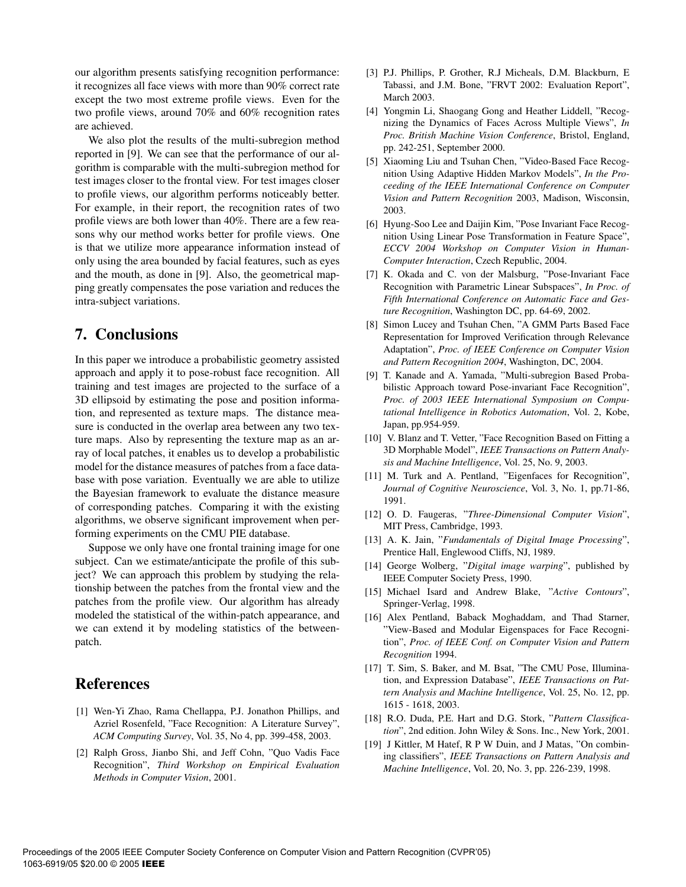our algorithm presents satisfying recognition performance: it recognizes all face views with more than 90% correct rate except the two most extreme profile views. Even for the two profile views, around 70% and 60% recognition rates are achieved.

We also plot the results of the multi-subregion method reported in [9]. We can see that the performance of our algorithm is comparable with the multi-subregion method for test images closer to the frontal view. For test images closer to profile views, our algorithm performs noticeably better. For example, in their report, the recognition rates of two profile views are both lower than 40%. There are a few reasons why our method works better for profile views. One is that we utilize more appearance information instead of only using the area bounded by facial features, such as eyes and the mouth, as done in [9]. Also, the geometrical mapping greatly compensates the pose variation and reduces the intra-subject variations.

## 7. Conclusions

In this paper we introduce a probabilistic geometry assisted approach and apply it to pose-robust face recognition. All training and test images are projected to the surface of a 3D ellipsoid by estimating the pose and position information, and represented as texture maps. The distance measure is conducted in the overlap area between any two texture maps. Also by representing the texture map as an array of local patches, it enables us to develop a probabilistic model for the distance measures of patches from a face database with pose variation. Eventually we are able to utilize the Bayesian framework to evaluate the distance measure of corresponding patches. Comparing it with the existing algorithms, we observe significant improvement when performing experiments on the CMU PIE database.

Suppose we only have one frontal training image for one subject. Can we estimate/anticipate the profile of this subject? We can approach this problem by studying the relationship between the patches from the frontal view and the patches from the profile view. Our algorithm has already modeled the statistical of the within-patch appearance, and we can extend it by modeling statistics of the between-patch.

## References

[1] Wen-Yi Zhao, Rama Chellappa, P.J. Jonathon Phillips, and Azriel Rosenfeld, "Face Recognition: A Literature Survey", *ACM Computing Survey*, Vol. 35, No 4, pp. 399-458, 2003.

[2] Ralph Gross, Jianbo Shi, and Jeff Cohn, "Quo Vadis Face Recognition", *Third Workshop on Empirical Evaluation Methods in Computer Vision*, 2001.

[3] P.J. Phillips, P. Grother, R.J Micheals, D.M. Blackburn, E Tabassi, and J.M. Bone, "FRVT 2002: Evaluation Report", March 2003.

[4] Yongmin Li, Shaogang Gong and Heather Liddell, "Recognizing the Dynamics of Faces Across Multiple Views", *In Proc. British Machine Vision Conference*, Bristol, England, pp. 242-251, September 2000.

[5] Xiaoming Liu and Tsuhan Chen, "Video-Based Face Recognition Using Adaptive Hidden Markov Models", *In the Proceeding of the IEEE International Conference on Computer Vision and Pattern Recognition* 2003, Madison, Wisconsin, 2003.

[6] Hyung-Soo Lee and Daijin Kim, "Pose Invariant Face Recognition Using Linear Pose Transformation in Feature Space", *ECCV 2004 Workshop on Computer Vision in Human-Computer Interaction*, Czech Republic, 2004.

[7] K. Okada and C. von der Malsburg, "Pose-Invariant Face Recognition with Parametric Linear Subspaces", *In Proc. of Fifth International Conference on Automatic Face and Gesture Recognition*, Washington DC, pp. 64-69, 2002.

[8] Simon Lucey and Tsuhan Chen, "A GMM Parts Based Face Representation for Improved Verification through Relevance Adaptation", *Proc. of IEEE Conference on Computer Vision and Pattern Recognition 2004*, Washington, DC, 2004.

[9] T. Kanade and A. Yamada, "Multi-subregion Based Probabilistic Approach toward Pose-invariant Face Recognition", *Proc. of 2003 IEEE International Symposium on Computational Intelligence in Robotics Automation*, Vol. 2, Kobe, Japan, pp.954-959.

[10] V. Blanz and T. Vetter, "Face Recognition Based on Fitting a 3D Morphable Model", *IEEE Transactions on Pattern Analysis and Machine Intelligence*, Vol. 25, No. 9, 2003.

[11] M. Turk and A. Pentland, "Eigenfaces for Recognition", *Journal of Cognitive Neuroscience*, Vol. 3, No. 1, pp.71-86, 1991.

[12] O. D. Faugeras, "*Three-Dimensional Computer Vision*", MIT Press, Cambridge, 1993.

[13] A. K. Jain, "*Fundamentals of Digital Image Processing*", Prentice Hall, Englewood Cliffs, NJ, 1989.

[14] George Wolberg, "*Digital image warping*", published by IEEE Computer Society Press, 1990.

[15] Michael Isard and Andrew Blake, "*Active Contours*", Springer-Verlag, 1998.

[16] Alex Pentland, Baback Moghaddam, and Thad Starner, "View-Based and Modular Eigenspaces for Face Recognition", *Proc. of IEEE Conf. on Computer Vision and Pattern Recognition* 1994.

[17] T. Sim, S. Baker, and M. Bsat, "The CMU Pose, Illumination, and Expression Database", *IEEE Transactions on Pattern Analysis and Machine Intelligence*, Vol. 25, No. 12, pp. 1615 - 1618, 2003.

[18] R.O. Duda, P.E. Hart and D.G. Stork, "*Pattern Classification*", 2nd edition. John Wiley & Sons. Inc., New York, 2001.

[19] J Kittler, M Hatef, R P W Duin, and J Matas, "On combining classifiers", *IEEE Transactions on Pattern Analysis and Machine Intelligence*, Vol. 20, No. 3, pp. 226-239, 1998.